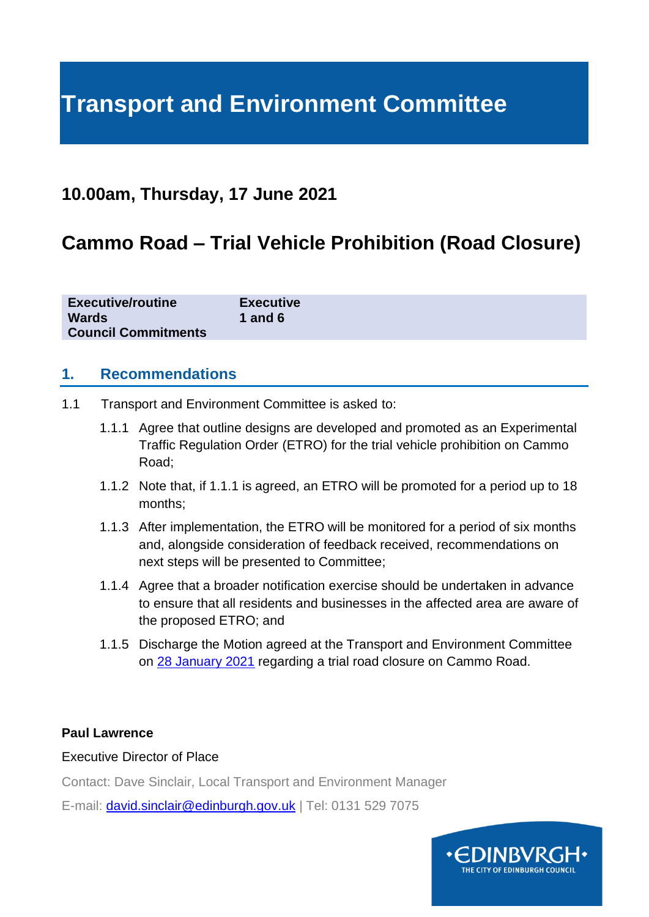# Transport and Environment Committee

## 10.00am, Thursday, 17 June 2021

## Cammo Road – Trial Vehicle Prohibition (Road Closure)

| | |
|---|---|
| **Executive/routine** | **Executive** |
| **Wards** | **1 and 6** |
| **Council Commitments** | |

### 1. Recommendations

1.1 Transport and Environment Committee is asked to:

1.1.1 Agree that outline designs are developed and promoted as an Experimental Traffic Regulation Order (ETRO) for the trial vehicle prohibition on Cammo Road;

1.1.2 Note that, if 1.1.1 is agreed, an ETRO will be promoted for a period up to 18 months;

1.1.3 After implementation, the ETRO will be monitored for a period of six months and, alongside consideration of feedback received, recommendations on next steps will be presented to Committee;

1.1.4 Agree that a broader notification exercise should be undertaken in advance to ensure that all residents and businesses in the affected area are aware of the proposed ETRO; and

1.1.5 Discharge the Motion agreed at the Transport and Environment Committee on 28 January 2021 regarding a trial road closure on Cammo Road.

**Paul Lawrence**

Executive Director of Place

Contact: Dave Sinclair, Local Transport and Environment Manager

E-mail: david.sinclair@edinburgh.gov.uk | Tel: 0131 529 7075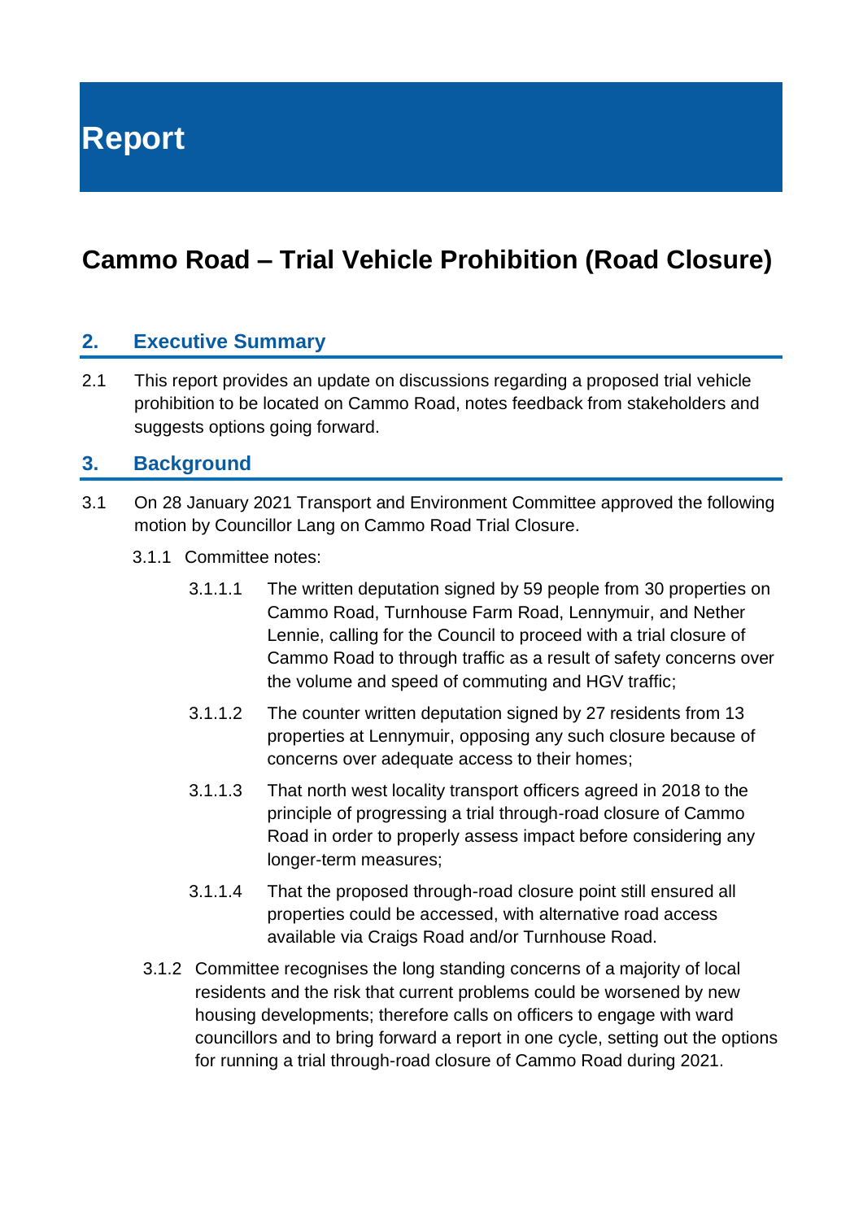# Report

# Cammo Road – Trial Vehicle Prohibition (Road Closure)

## 2. Executive Summary

2.1 This report provides an update on discussions regarding a proposed trial vehicle prohibition to be located on Cammo Road, notes feedback from stakeholders and suggests options going forward.

## 3. Background

3.1 On 28 January 2021 Transport and Environment Committee approved the following motion by Councillor Lang on Cammo Road Trial Closure.

3.1.1 Committee notes:

3.1.1.1 The written deputation signed by 59 people from 30 properties on Cammo Road, Turnhouse Farm Road, Lennymuir, and Nether Lennie, calling for the Council to proceed with a trial closure of Cammo Road to through traffic as a result of safety concerns over the volume and speed of commuting and HGV traffic;

3.1.1.2 The counter written deputation signed by 27 residents from 13 properties at Lennymuir, opposing any such closure because of concerns over adequate access to their homes;

3.1.1.3 That north west locality transport officers agreed in 2018 to the principle of progressing a trial through-road closure of Cammo Road in order to properly assess impact before considering any longer-term measures;

3.1.1.4 That the proposed through-road closure point still ensured all properties could be accessed, with alternative road access available via Craigs Road and/or Turnhouse Road.

3.1.2 Committee recognises the long standing concerns of a majority of local residents and the risk that current problems could be worsened by new housing developments; therefore calls on officers to engage with ward councillors and to bring forward a report in one cycle, setting out the options for running a trial through-road closure of Cammo Road during 2021.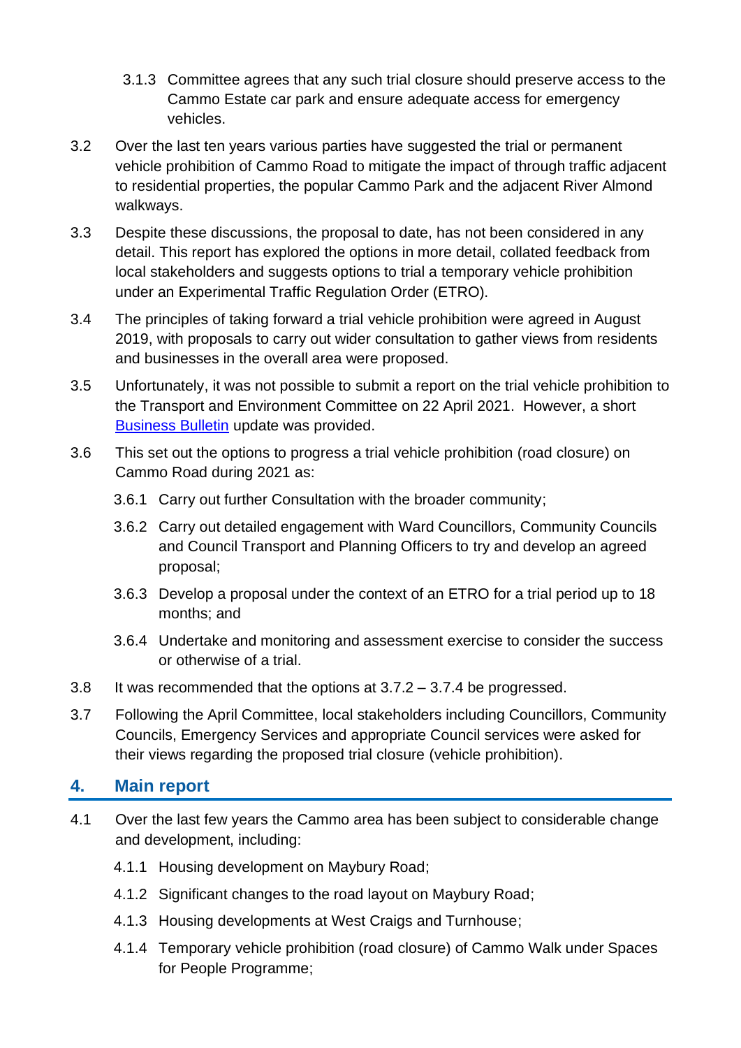3.1.3 Committee agrees that any such trial closure should preserve access to the Cammo Estate car park and ensure adequate access for emergency vehicles.

3.2 Over the last ten years various parties have suggested the trial or permanent vehicle prohibition of Cammo Road to mitigate the impact of through traffic adjacent to residential properties, the popular Cammo Park and the adjacent River Almond walkways.

3.3 Despite these discussions, the proposal to date, has not been considered in any detail. This report has explored the options in more detail, collated feedback from local stakeholders and suggests options to trial a temporary vehicle prohibition under an Experimental Traffic Regulation Order (ETRO).

3.4 The principles of taking forward a trial vehicle prohibition were agreed in August 2019, with proposals to carry out wider consultation to gather views from residents and businesses in the overall area were proposed.

3.5 Unfortunately, it was not possible to submit a report on the trial vehicle prohibition to the Transport and Environment Committee on 22 April 2021. However, a short Business Bulletin update was provided.

3.6 This set out the options to progress a trial vehicle prohibition (road closure) on Cammo Road during 2021 as:

3.6.1 Carry out further Consultation with the broader community;

3.6.2 Carry out detailed engagement with Ward Councillors, Community Councils and Council Transport and Planning Officers to try and develop an agreed proposal;

3.6.3 Develop a proposal under the context of an ETRO for a trial period up to 18 months; and

3.6.4 Undertake and monitoring and assessment exercise to consider the success or otherwise of a trial.

3.8 It was recommended that the options at 3.7.2 – 3.7.4 be progressed.

3.7 Following the April Committee, local stakeholders including Councillors, Community Councils, Emergency Services and appropriate Council services were asked for their views regarding the proposed trial closure (vehicle prohibition).

## 4. Main report

4.1 Over the last few years the Cammo area has been subject to considerable change and development, including:

4.1.1 Housing development on Maybury Road;

4.1.2 Significant changes to the road layout on Maybury Road;

4.1.3 Housing developments at West Craigs and Turnhouse;

4.1.4 Temporary vehicle prohibition (road closure) of Cammo Walk under Spaces for People Programme;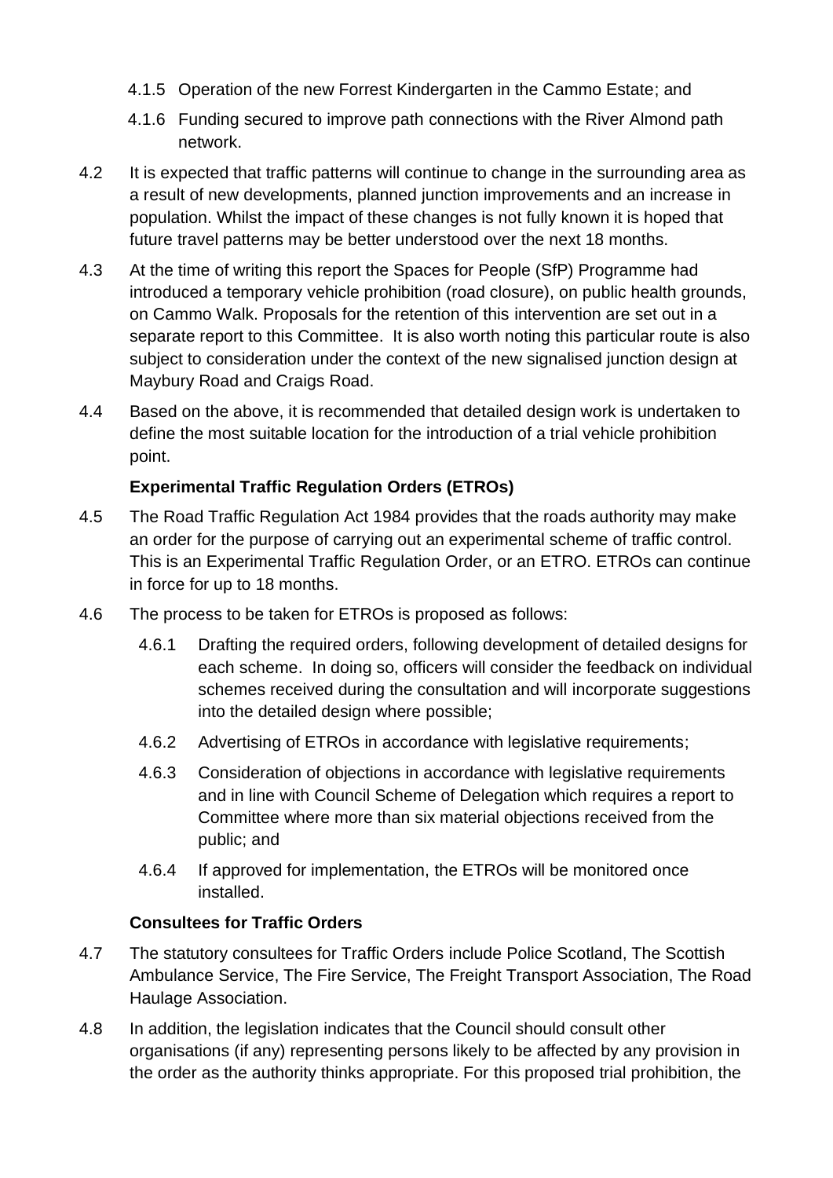4.1.5 Operation of the new Forrest Kindergarten in the Cammo Estate; and

4.1.6 Funding secured to improve path connections with the River Almond path network.

4.2 It is expected that traffic patterns will continue to change in the surrounding area as a result of new developments, planned junction improvements and an increase in population. Whilst the impact of these changes is not fully known it is hoped that future travel patterns may be better understood over the next 18 months.

4.3 At the time of writing this report the Spaces for People (SfP) Programme had introduced a temporary vehicle prohibition (road closure), on public health grounds, on Cammo Walk. Proposals for the retention of this intervention are set out in a separate report to this Committee. It is also worth noting this particular route is also subject to consideration under the context of the new signalised junction design at Maybury Road and Craigs Road.

4.4 Based on the above, it is recommended that detailed design work is undertaken to define the most suitable location for the introduction of a trial vehicle prohibition point.

**Experimental Traffic Regulation Orders (ETROs)**

4.5 The Road Traffic Regulation Act 1984 provides that the roads authority may make an order for the purpose of carrying out an experimental scheme of traffic control. This is an Experimental Traffic Regulation Order, or an ETRO. ETROs can continue in force for up to 18 months.

4.6 The process to be taken for ETROs is proposed as follows:

4.6.1 Drafting the required orders, following development of detailed designs for each scheme. In doing so, officers will consider the feedback on individual schemes received during the consultation and will incorporate suggestions into the detailed design where possible;

4.6.2 Advertising of ETROs in accordance with legislative requirements;

4.6.3 Consideration of objections in accordance with legislative requirements and in line with Council Scheme of Delegation which requires a report to Committee where more than six material objections received from the public; and

4.6.4 If approved for implementation, the ETROs will be monitored once installed.

**Consultees for Traffic Orders**

4.7 The statutory consultees for Traffic Orders include Police Scotland, The Scottish Ambulance Service, The Fire Service, The Freight Transport Association, The Road Haulage Association.

4.8 In addition, the legislation indicates that the Council should consult other organisations (if any) representing persons likely to be affected by any provision in the order as the authority thinks appropriate. For this proposed trial prohibition, the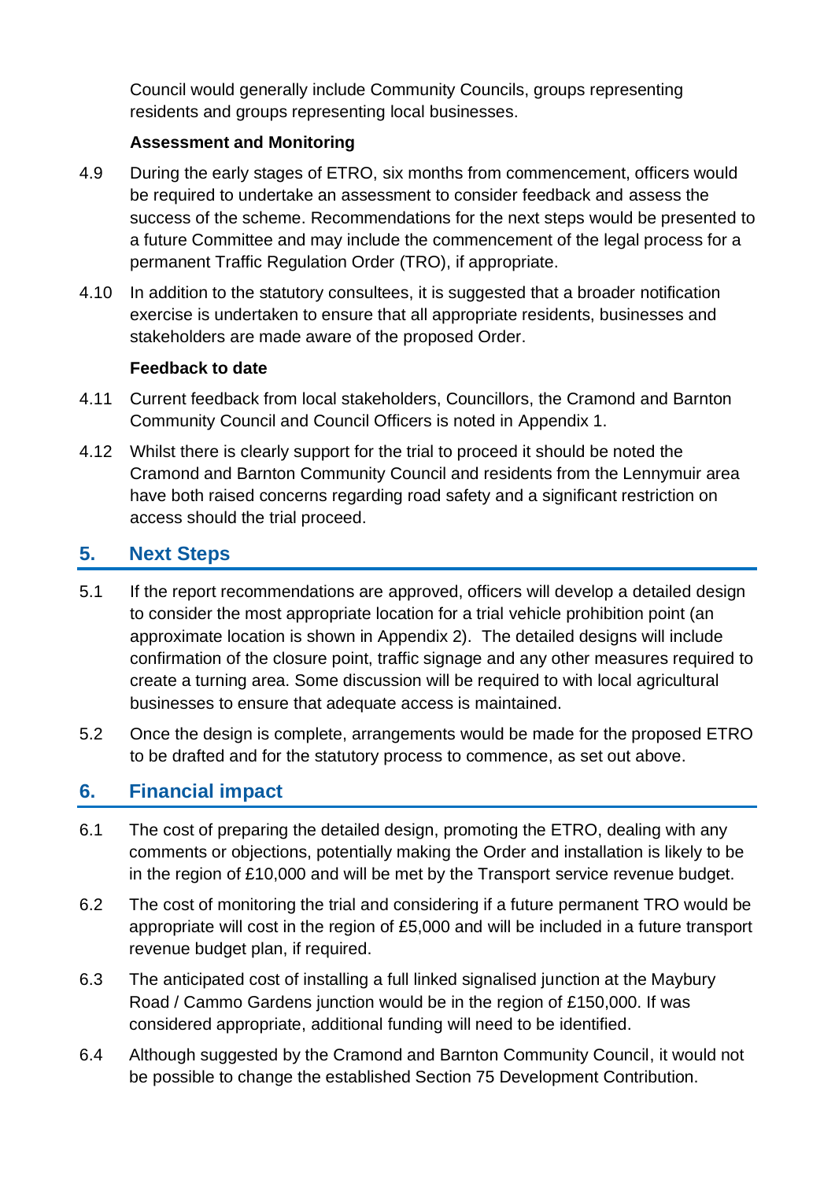Council would generally include Community Councils, groups representing residents and groups representing local businesses.

**Assessment and Monitoring**

4.9 During the early stages of ETRO, six months from commencement, officers would be required to undertake an assessment to consider feedback and assess the success of the scheme. Recommendations for the next steps would be presented to a future Committee and may include the commencement of the legal process for a permanent Traffic Regulation Order (TRO), if appropriate.

4.10 In addition to the statutory consultees, it is suggested that a broader notification exercise is undertaken to ensure that all appropriate residents, businesses and stakeholders are made aware of the proposed Order.

**Feedback to date**

4.11 Current feedback from local stakeholders, Councillors, the Cramond and Barnton Community Council and Council Officers is noted in Appendix 1.

4.12 Whilst there is clearly support for the trial to proceed it should be noted the Cramond and Barnton Community Council and residents from the Lennymuir area have both raised concerns regarding road safety and a significant restriction on access should the trial proceed.

## 5. Next Steps

5.1 If the report recommendations are approved, officers will develop a detailed design to consider the most appropriate location for a trial vehicle prohibition point (an approximate location is shown in Appendix 2). The detailed designs will include confirmation of the closure point, traffic signage and any other measures required to create a turning area. Some discussion will be required to with local agricultural businesses to ensure that adequate access is maintained.

5.2 Once the design is complete, arrangements would be made for the proposed ETRO to be drafted and for the statutory process to commence, as set out above.

## 6. Financial impact

6.1 The cost of preparing the detailed design, promoting the ETRO, dealing with any comments or objections, potentially making the Order and installation is likely to be in the region of £10,000 and will be met by the Transport service revenue budget.

6.2 The cost of monitoring the trial and considering if a future permanent TRO would be appropriate will cost in the region of £5,000 and will be included in a future transport revenue budget plan, if required.

6.3 The anticipated cost of installing a full linked signalised junction at the Maybury Road / Cammo Gardens junction would be in the region of £150,000. If was considered appropriate, additional funding will need to be identified.

6.4 Although suggested by the Cramond and Barnton Community Council, it would not be possible to change the established Section 75 Development Contribution.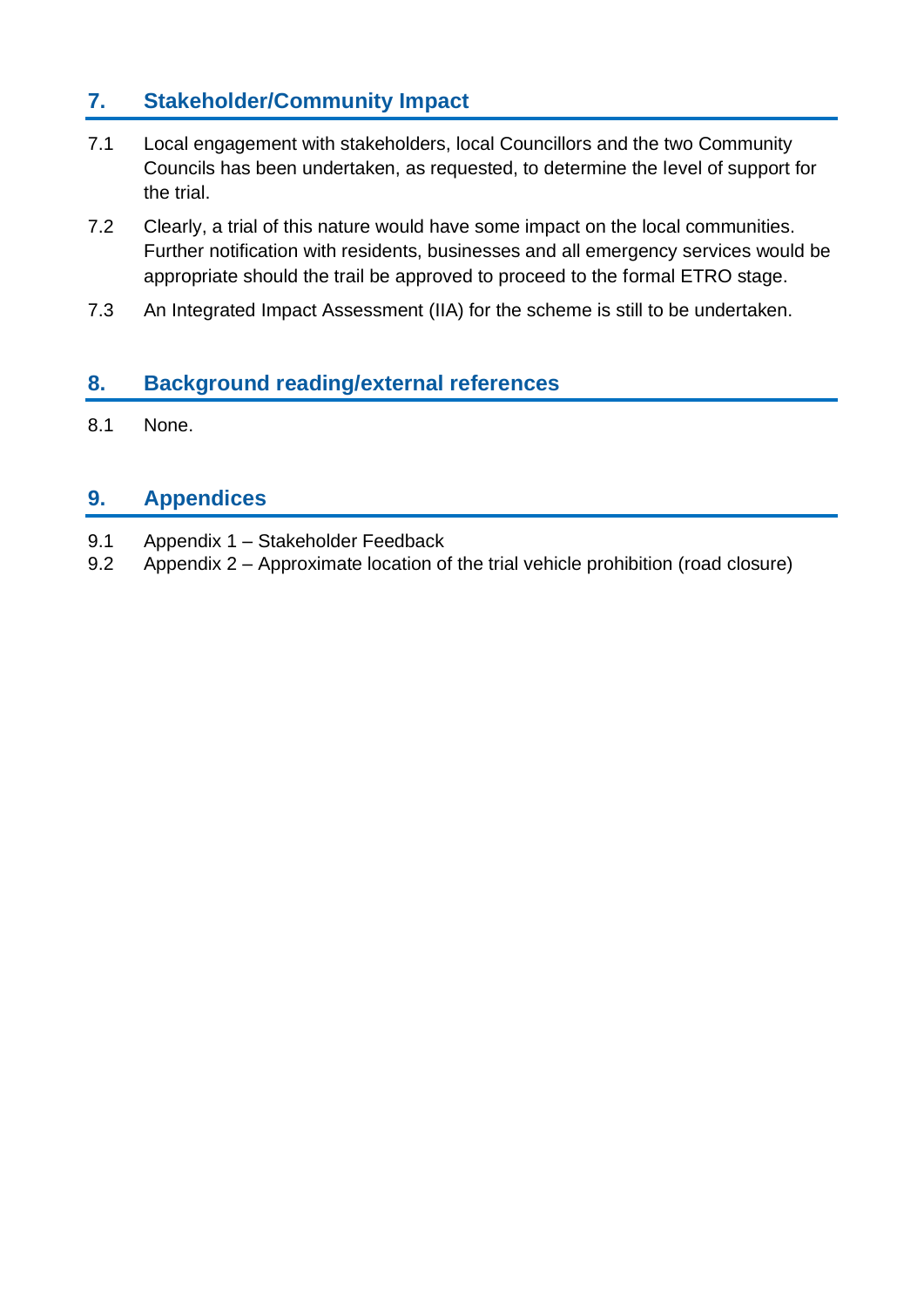## 7. Stakeholder/Community Impact

7.1 Local engagement with stakeholders, local Councillors and the two Community Councils has been undertaken, as requested, to determine the level of support for the trial.

7.2 Clearly, a trial of this nature would have some impact on the local communities. Further notification with residents, businesses and all emergency services would be appropriate should the trail be approved to proceed to the formal ETRO stage.

7.3 An Integrated Impact Assessment (IIA) for the scheme is still to be undertaken.

## 8. Background reading/external references

8.1 None.

## 9. Appendices

9.1 Appendix 1 – Stakeholder Feedback

9.2 Appendix 2 – Approximate location of the trial vehicle prohibition (road closure)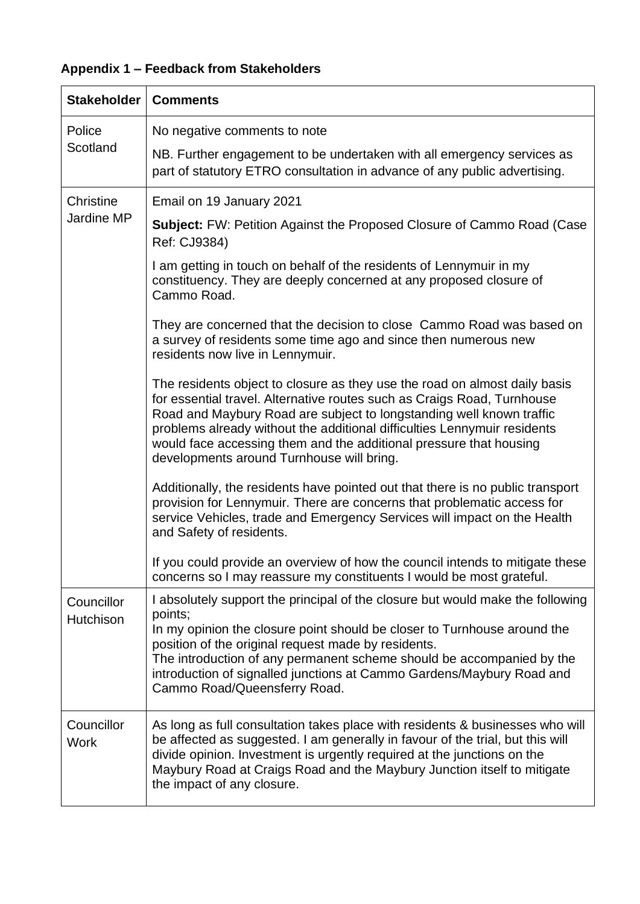**Appendix 1 – Feedback from Stakeholders**

| Stakeholder | Comments |
|---|---|
| Police Scotland | No negative comments to note<br><br>NB. Further engagement to be undertaken with all emergency services as part of statutory ETRO consultation in advance of any public advertising. |
| Christine Jardine MP | Email on 19 January 2021<br><br>**Subject:** FW: Petition Against the Proposed Closure of Cammo Road (Case Ref: CJ9384)<br><br>I am getting in touch on behalf of the residents of Lennymuir in my constituency. They are deeply concerned at any proposed closure of Cammo Road.<br><br>They are concerned that the decision to close Cammo Road was based on a survey of residents some time ago and since then numerous new residents now live in Lennymuir.<br><br>The residents object to closure as they use the road on almost daily basis for essential travel. Alternative routes such as Craigs Road, Turnhouse Road and Maybury Road are subject to longstanding well known traffic problems already without the additional difficulties Lennymuir residents would face accessing them and the additional pressure that housing developments around Turnhouse will bring.<br><br>Additionally, the residents have pointed out that there is no public transport provision for Lennymuir. There are concerns that problematic access for service Vehicles, trade and Emergency Services will impact on the Health and Safety of residents.<br><br>If you could provide an overview of how the council intends to mitigate these concerns so I may reassure my constituents I would be most grateful. |
| Councillor Hutchison | I absolutely support the principal of the closure but would make the following points;<br>In my opinion the closure point should be closer to Turnhouse around the position of the original request made by residents.<br>The introduction of any permanent scheme should be accompanied by the introduction of signalled junctions at Cammo Gardens/Maybury Road and Cammo Road/Queensferry Road. |
| Councillor Work | As long as full consultation takes place with residents & businesses who will be affected as suggested. I am generally in favour of the trial, but this will divide opinion. Investment is urgently required at the junctions on the Maybury Road at Craigs Road and the Maybury Junction itself to mitigate the impact of any closure. |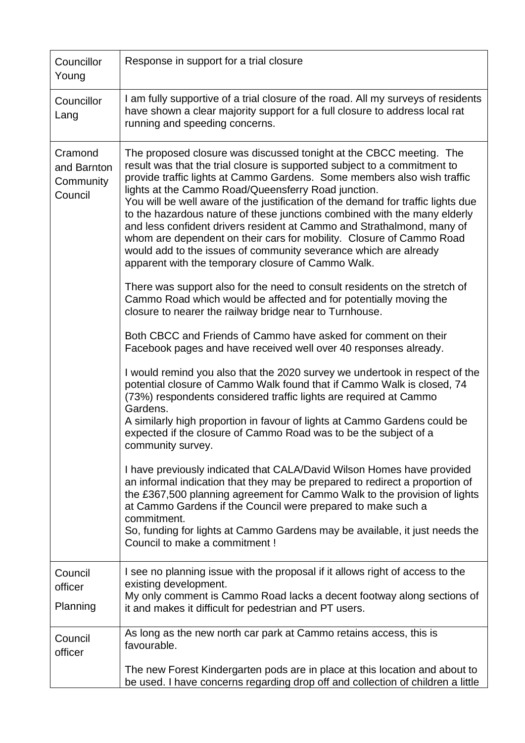| | |
|---|---|
| Councillor Young | Response in support for a trial closure |
| Councillor Lang | I am fully supportive of a trial closure of the road. All my surveys of residents have shown a clear majority support for a full closure to address local rat running and speeding concerns. |
| Cramond and Barnton Community Council | The proposed closure was discussed tonight at the CBCC meeting. The result was that the trial closure is supported subject to a commitment to provide traffic lights at Cammo Gardens. Some members also wish traffic lights at the Cammo Road/Queensferry Road junction.<br>You will be well aware of the justification of the demand for traffic lights due to the hazardous nature of these junctions combined with the many elderly and less confident drivers resident at Cammo and Strathalmond, many of whom are dependent on their cars for mobility. Closure of Cammo Road would add to the issues of community severance which are already apparent with the temporary closure of Cammo Walk.<br><br>There was support also for the need to consult residents on the stretch of Cammo Road which would be affected and for potentially moving the closure to nearer the railway bridge near to Turnhouse.<br><br>Both CBCC and Friends of Cammo have asked for comment on their Facebook pages and have received well over 40 responses already.<br><br>I would remind you also that the 2020 survey we undertook in respect of the potential closure of Cammo Walk found that if Cammo Walk is closed, 74 (73%) respondents considered traffic lights are required at Cammo Gardens.<br>A similarly high proportion in favour of lights at Cammo Gardens could be expected if the closure of Cammo Road was to be the subject of a community survey.<br><br>I have previously indicated that CALA/David Wilson Homes have provided an informal indication that they may be prepared to redirect a proportion of the £367,500 planning agreement for Cammo Walk to the provision of lights at Cammo Gardens if the Council were prepared to make such a commitment.<br>So, funding for lights at Cammo Gardens may be available, it just needs the Council to make a commitment ! |
| Council officer Planning | I see no planning issue with the proposal if it allows right of access to the existing development.<br>My only comment is Cammo Road lacks a decent footway along sections of it and makes it difficult for pedestrian and PT users. |
| Council officer | As long as the new north car park at Cammo retains access, this is favourable.<br><br>The new Forest Kindergarten pods are in place at this location and about to be used. I have concerns regarding drop off and collection of children a little |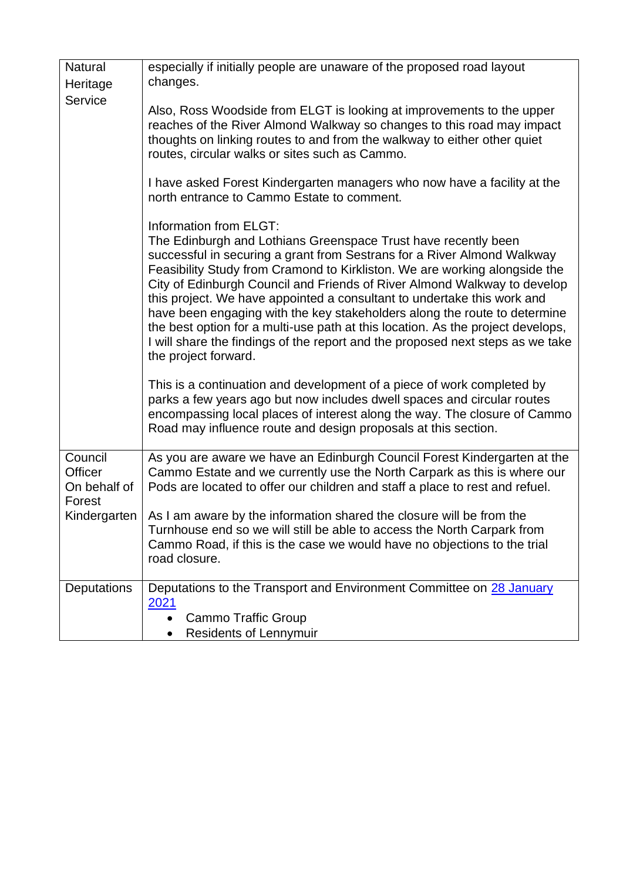| | |
|---|---|
| Natural Heritage Service | especially if initially people are unaware of the proposed road layout changes.<br><br>Also, Ross Woodside from ELGT is looking at improvements to the upper reaches of the River Almond Walkway so changes to this road may impact thoughts on linking routes to and from the walkway to either other quiet routes, circular walks or sites such as Cammo.<br><br>I have asked Forest Kindergarten managers who now have a facility at the north entrance to Cammo Estate to comment.<br><br>Information from ELGT:<br>The Edinburgh and Lothians Greenspace Trust have recently been successful in securing a grant from Sestrans for a River Almond Walkway Feasibility Study from Cramond to Kirkliston. We are working alongside the City of Edinburgh Council and Friends of River Almond Walkway to develop this project. We have appointed a consultant to undertake this work and have been engaging with the key stakeholders along the route to determine the best option for a multi-use path at this location. As the project develops, I will share the findings of the report and the proposed next steps as we take the project forward.<br><br>This is a continuation and development of a piece of work completed by parks a few years ago but now includes dwell spaces and circular routes encompassing local places of interest along the way. The closure of Cammo Road may influence route and design proposals at this section. |
| Council Officer On behalf of Forest Kindergarten | As you are aware we have an Edinburgh Council Forest Kindergarten at the Cammo Estate and we currently use the North Carpark as this is where our Pods are located to offer our children and staff a place to rest and refuel.<br><br>As I am aware by the information shared the closure will be from the Turnhouse end so we will still be able to access the North Carpark from Cammo Road, if this is the case we would have no objections to the trial road closure. |
| Deputations | Deputations to the Transport and Environment Committee on [28 January 2021]<br>• Cammo Traffic Group<br>• Residents of Lennymuir |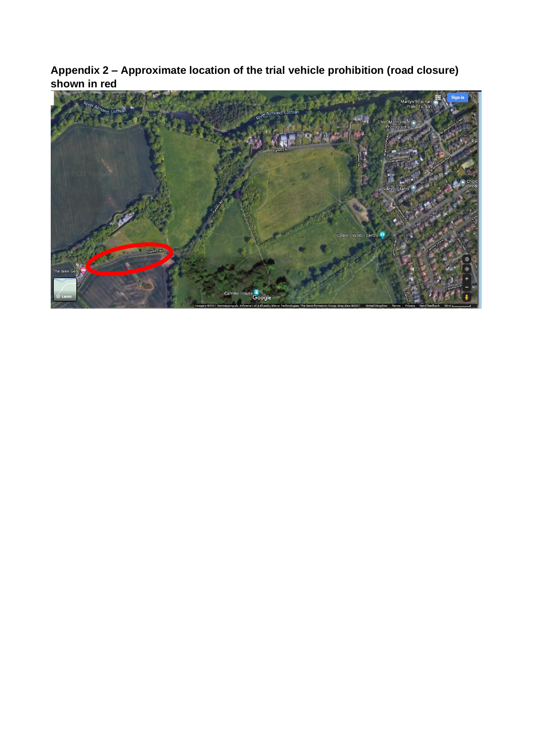**Appendix 2 – Approximate location of the trial vehicle prohibition (road closure) shown in red**